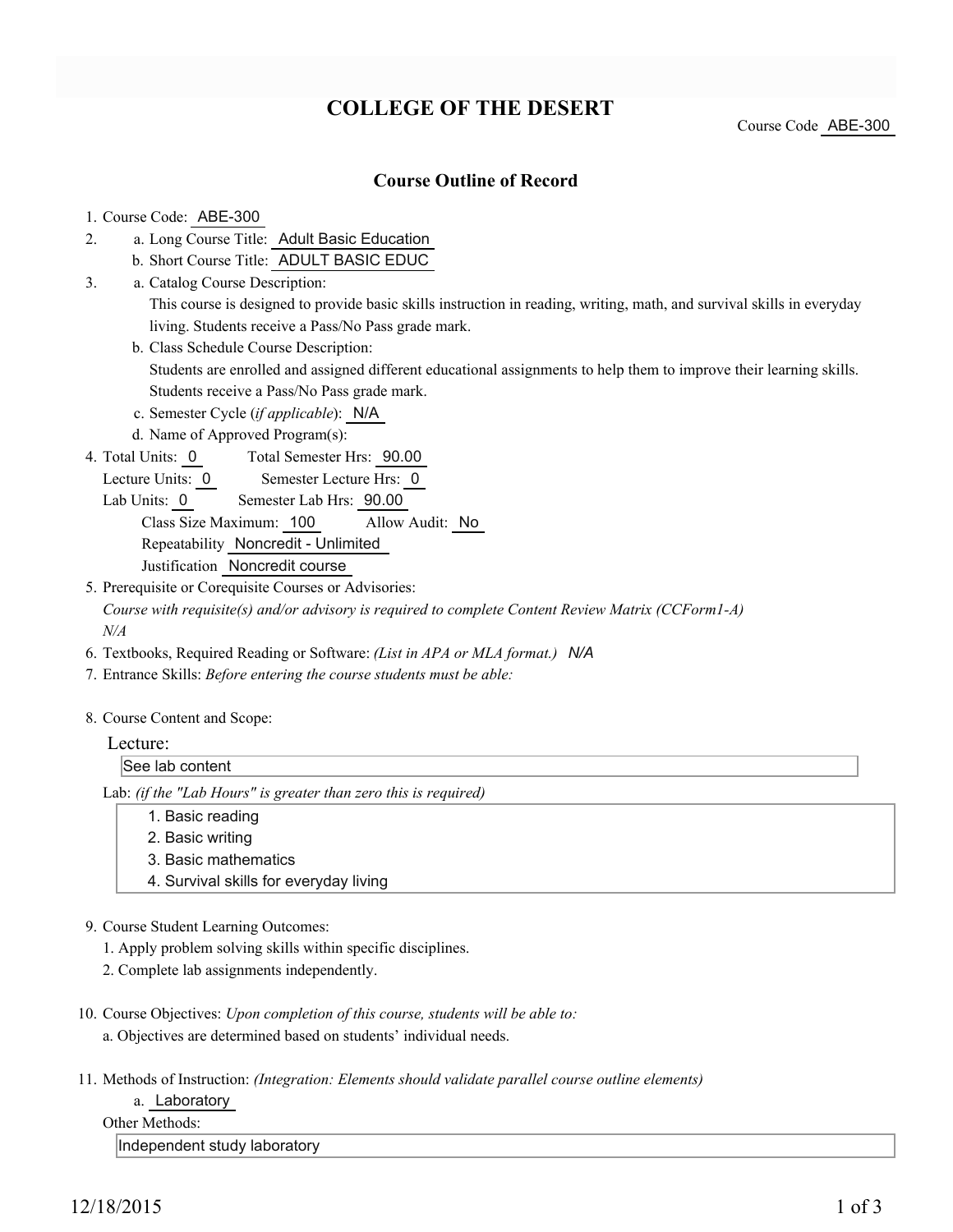# COLLEGE OF THE DESERT

Course Code ABE-300

## Course Outline of Record

1. Course Code: ABE-300
2. a. Long Course Title: Adult Basic Education
   b. Short Course Title: ADULT BASIC EDUC
3. a. Catalog Course Description:
   This course is designed to provide basic skills instruction in reading, writing, math, and survival skills in everyday living. Students receive a Pass/No Pass grade mark.
   b. Class Schedule Course Description:
   Students are enrolled and assigned different educational assignments to help them to improve their learning skills. Students receive a Pass/No Pass grade mark.
   c. Semester Cycle (*if applicable*): N/A
   d. Name of Approved Program(s):
4. Total Units: 0 Total Semester Hrs: 90.00
   Lecture Units: 0 Semester Lecture Hrs: 0
   Lab Units: 0 Semester Lab Hrs: 90.00
   Class Size Maximum: 100 Allow Audit: No
   Repeatability Noncredit - Unlimited
   Justification Noncredit course
5. Prerequisite or Corequisite Courses or Advisories:
   *Course with requisite(s) and/or advisory is required to complete Content Review Matrix (CCForm1-A)*
   *N/A*
6. Textbooks, Required Reading or Software: *(List in APA or MLA format.)* *N/A*
7. Entrance Skills: *Before entering the course students must be able:*
8. Course Content and Scope:

   Lecture:

   See lab content

   Lab: *(if the "Lab Hours" is greater than zero this is required)*

   1. Basic reading
   2. Basic writing
   3. Basic mathematics
   4. Survival skills for everyday living

9. Course Student Learning Outcomes:
   1. Apply problem solving skills within specific disciplines.
   2. Complete lab assignments independently.

10. Course Objectives: *Upon completion of this course, students will be able to:*
    a. Objectives are determined based on students' individual needs.

11. Methods of Instruction: *(Integration: Elements should validate parallel course outline elements)*
    a. Laboratory

    Other Methods:

    Independent study laboratory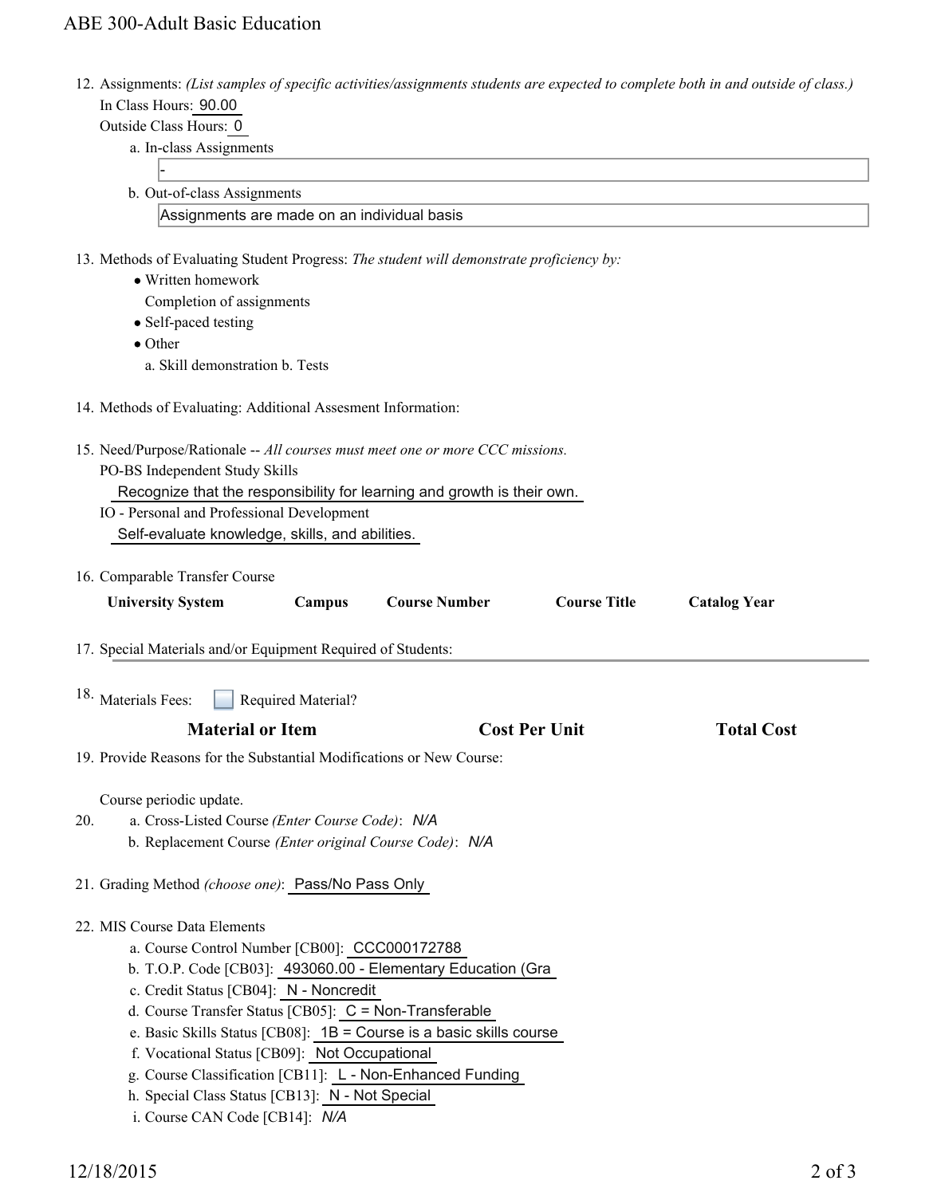12. Assignments: *(List samples of specific activities/assignments students are expected to complete both in and outside of class.)*
    In Class Hours: 90.00
    Outside Class Hours: 0
    a. In-class Assignments
    -
    b. Out-of-class Assignments
    Assignments are made on an individual basis

13. Methods of Evaluating Student Progress: *The student will demonstrate proficiency by:*
    - Written homework
      Completion of assignments
    - Self-paced testing
    - Other
      a. Skill demonstration b. Tests

14. Methods of Evaluating: Additional Assesment Information:

15. Need/Purpose/Rationale -- *All courses must meet one or more CCC missions.*
    PO-BS Independent Study Skills
    Recognize that the responsibility for learning and growth is their own.
    IO - Personal and Professional Development
    Self-evaluate knowledge, skills, and abilities.

16. Comparable Transfer Course

| University System | Campus | Course Number | Course Title | Catalog Year |
|---|---|---|---|---|

17. Special Materials and/or Equipment Required of Students:

18. Materials Fees: ☐ Required Material?

| Material or Item | Cost Per Unit | Total Cost |
|---|---|---|

19. Provide Reasons for the Substantial Modifications or New Course:
    Course periodic update.

20. a. Cross-Listed Course *(Enter Course Code)*: *N/A*
    b. Replacement Course *(Enter original Course Code)*: *N/A*

21. Grading Method *(choose one)*: Pass/No Pass Only

22. MIS Course Data Elements
    a. Course Control Number [CB00]: CCC000172788
    b. T.O.P. Code [CB03]: 493060.00 - Elementary Education (Gra
    c. Credit Status [CB04]: N - Noncredit
    d. Course Transfer Status [CB05]: C = Non-Transferable
    e. Basic Skills Status [CB08]: 1B = Course is a basic skills course
    f. Vocational Status [CB09]: Not Occupational
    g. Course Classification [CB11]: L - Non-Enhanced Funding
    h. Special Class Status [CB13]: N - Not Special
    i. Course CAN Code [CB14]: *N/A*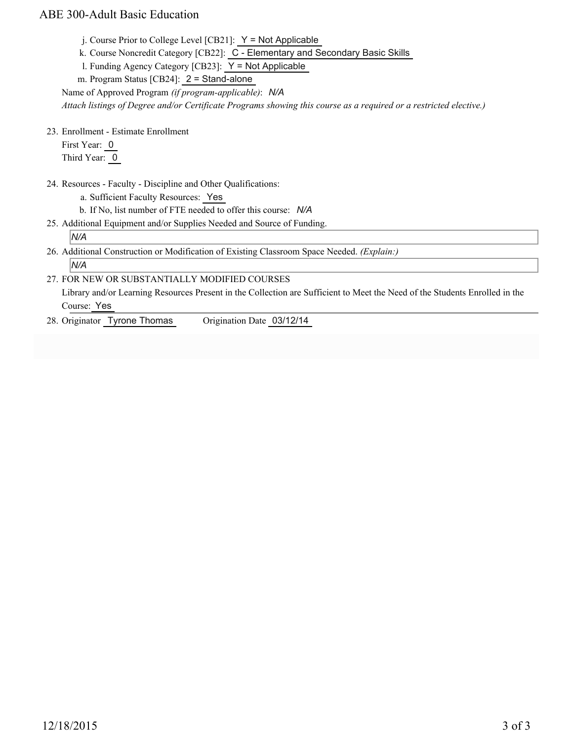j. Course Prior to College Level [CB21]: Y = Not Applicable
k. Course Noncredit Category [CB22]: C - Elementary and Secondary Basic Skills
l. Funding Agency Category [CB23]: Y = Not Applicable
m. Program Status [CB24]: 2 = Stand-alone

Name of Approved Program *(if program-applicable)*: *N/A*

*Attach listings of Degree and/or Certificate Programs showing this course as a required or a restricted elective.)*

23. Enrollment - Estimate Enrollment
    First Year: 0
    Third Year: 0

24. Resources - Faculty - Discipline and Other Qualifications:
    a. Sufficient Faculty Resources: Yes
    b. If No, list number of FTE needed to offer this course: *N/A*

25. Additional Equipment and/or Supplies Needed and Source of Funding.
    *N/A*

26. Additional Construction or Modification of Existing Classroom Space Needed. *(Explain:)*
    *N/A*

27. FOR NEW OR SUBSTANTIALLY MODIFIED COURSES
    Library and/or Learning Resources Present in the Collection are Sufficient to Meet the Need of the Students Enrolled in the Course: Yes

28. Originator Tyrone Thomas Origination Date 03/12/14